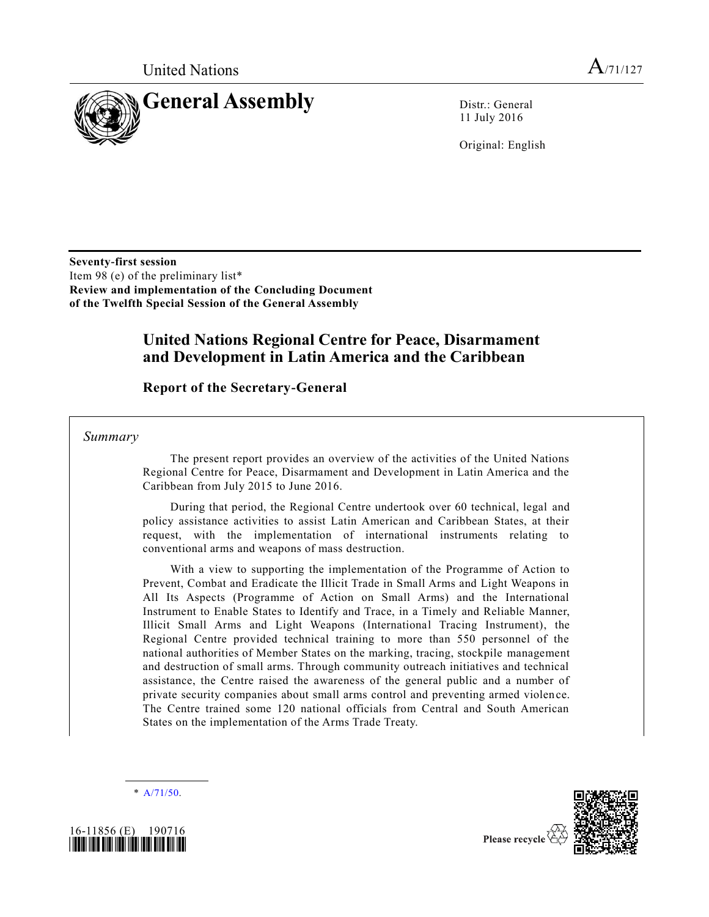United Nations

A/71/127

# General Assembly

Distr.: General
11 July 2016

Original: English

**Seventy-first session**
Item 98 (e) of the preliminary list*
**Review and implementation of the Concluding Document of the Twelfth Special Session of the General Assembly**

# United Nations Regional Centre for Peace, Disarmament and Development in Latin America and the Caribbean

## Report of the Secretary-General

*Summary*

The present report provides an overview of the activities of the United Nations Regional Centre for Peace, Disarmament and Development in Latin America and the Caribbean from July 2015 to June 2016.

During that period, the Regional Centre undertook over 60 technical, legal and policy assistance activities to assist Latin American and Caribbean States, at their request, with the implementation of international instruments relating to conventional arms and weapons of mass destruction.

With a view to supporting the implementation of the Programme of Action to Prevent, Combat and Eradicate the Illicit Trade in Small Arms and Light Weapons in All Its Aspects (Programme of Action on Small Arms) and the International Instrument to Enable States to Identify and Trace, in a Timely and Reliable Manner, Illicit Small Arms and Light Weapons (International Tracing Instrument), the Regional Centre provided technical training to more than 550 personnel of the national authorities of Member States on the marking, tracing, stockpile management and destruction of small arms. Through community outreach initiatives and technical assistance, the Centre raised the awareness of the general public and a number of private security companies about small arms control and preventing armed violence. The Centre trained some 120 national officials from Central and South American States on the implementation of the Arms Trade Treaty.

\* A/71/50.

16-11856 (E) 190716

Please recycle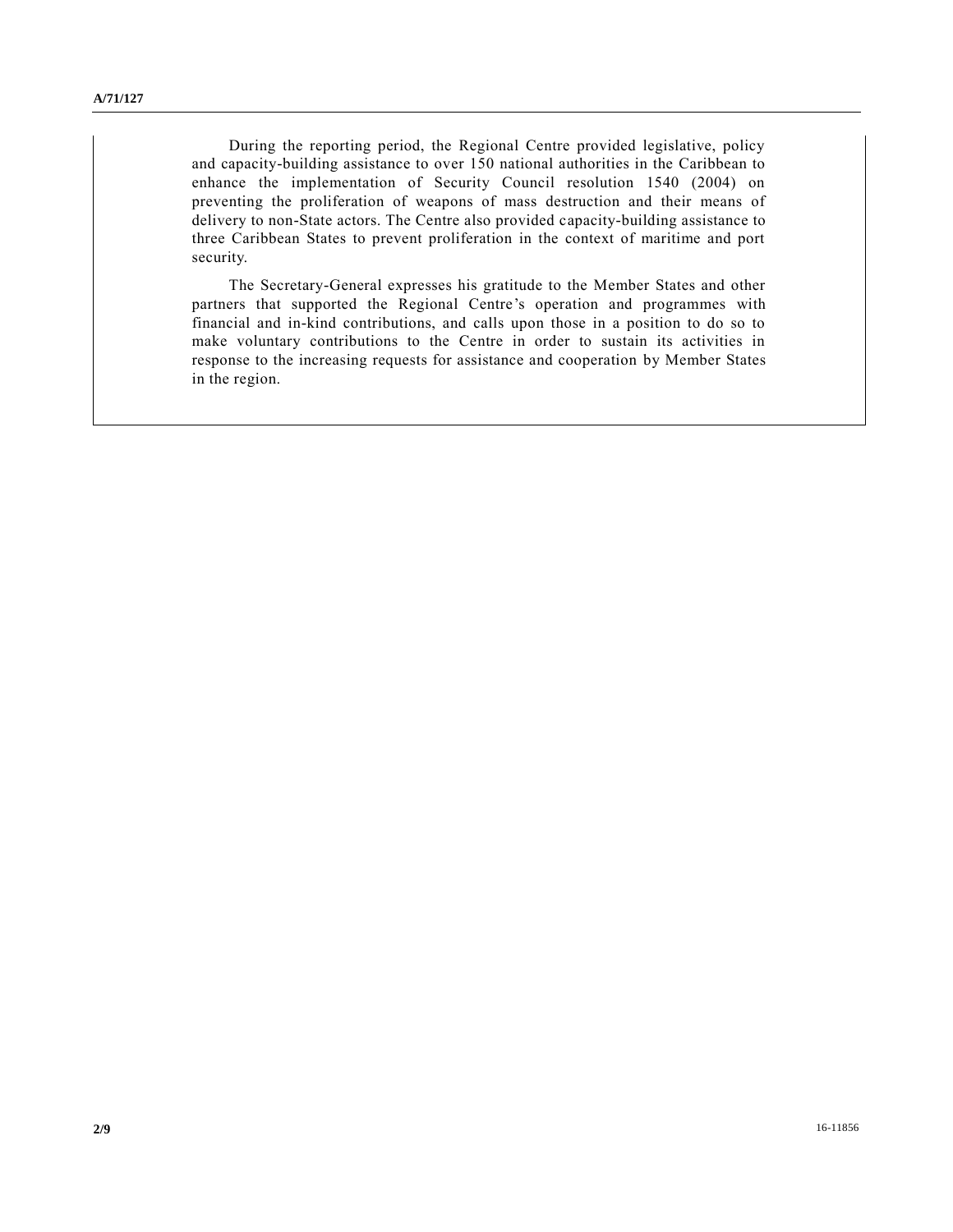During the reporting period, the Regional Centre provided legislative, policy and capacity-building assistance to over 150 national authorities in the Caribbean to enhance the implementation of Security Council resolution 1540 (2004) on preventing the proliferation of weapons of mass destruction and their means of delivery to non-State actors. The Centre also provided capacity-building assistance to three Caribbean States to prevent proliferation in the context of maritime and port security.

The Secretary-General expresses his gratitude to the Member States and other partners that supported the Regional Centre's operation and programmes with financial and in-kind contributions, and calls upon those in a position to do so to make voluntary contributions to the Centre in order to sustain its activities in response to the increasing requests for assistance and cooperation by Member States in the region.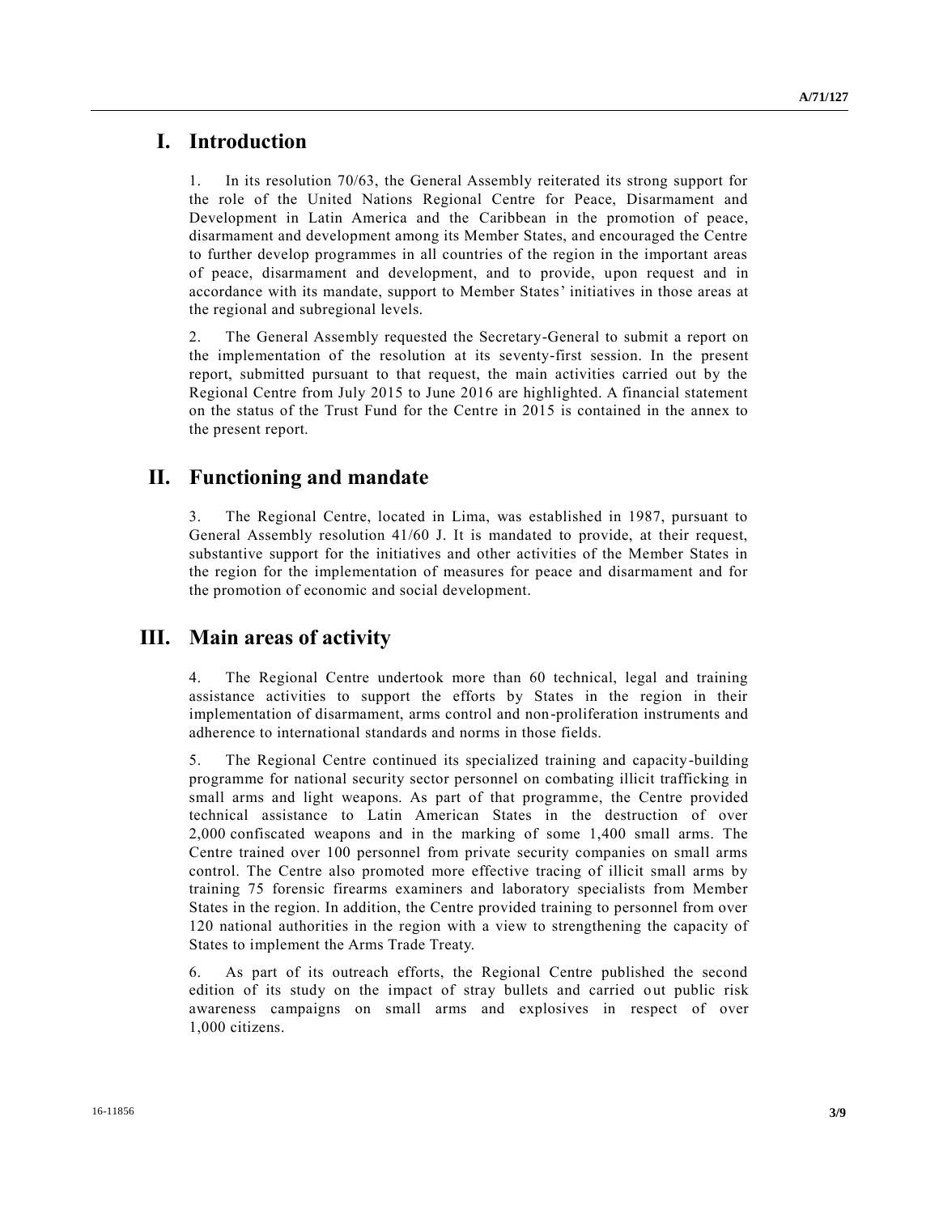# I. Introduction

1. In its resolution 70/63, the General Assembly reiterated its strong support for the role of the United Nations Regional Centre for Peace, Disarmament and Development in Latin America and the Caribbean in the promotion of peace, disarmament and development among its Member States, and encouraged the Centre to further develop programmes in all countries of the region in the important areas of peace, disarmament and development, and to provide, upon request and in accordance with its mandate, support to Member States' initiatives in those areas at the regional and subregional levels.

2. The General Assembly requested the Secretary-General to submit a report on the implementation of the resolution at its seventy-first session. In the present report, submitted pursuant to that request, the main activities carried out by the Regional Centre from July 2015 to June 2016 are highlighted. A financial statement on the status of the Trust Fund for the Centre in 2015 is contained in the annex to the present report.

# II. Functioning and mandate

3. The Regional Centre, located in Lima, was established in 1987, pursuant to General Assembly resolution 41/60 J. It is mandated to provide, at their request, substantive support for the initiatives and other activities of the Member States in the region for the implementation of measures for peace and disarmament and for the promotion of economic and social development.

# III. Main areas of activity

4. The Regional Centre undertook more than 60 technical, legal and training assistance activities to support the efforts by States in the region in their implementation of disarmament, arms control and non-proliferation instruments and adherence to international standards and norms in those fields.

5. The Regional Centre continued its specialized training and capacity-building programme for national security sector personnel on combating illicit trafficking in small arms and light weapons. As part of that programme, the Centre provided technical assistance to Latin American States in the destruction of over 2,000 confiscated weapons and in the marking of some 1,400 small arms. The Centre trained over 100 personnel from private security companies on small arms control. The Centre also promoted more effective tracing of illicit small arms by training 75 forensic firearms examiners and laboratory specialists from Member States in the region. In addition, the Centre provided training to personnel from over 120 national authorities in the region with a view to strengthening the capacity of States to implement the Arms Trade Treaty.

6. As part of its outreach efforts, the Regional Centre published the second edition of its study on the impact of stray bullets and carried out public risk awareness campaigns on small arms and explosives in respect of over 1,000 citizens.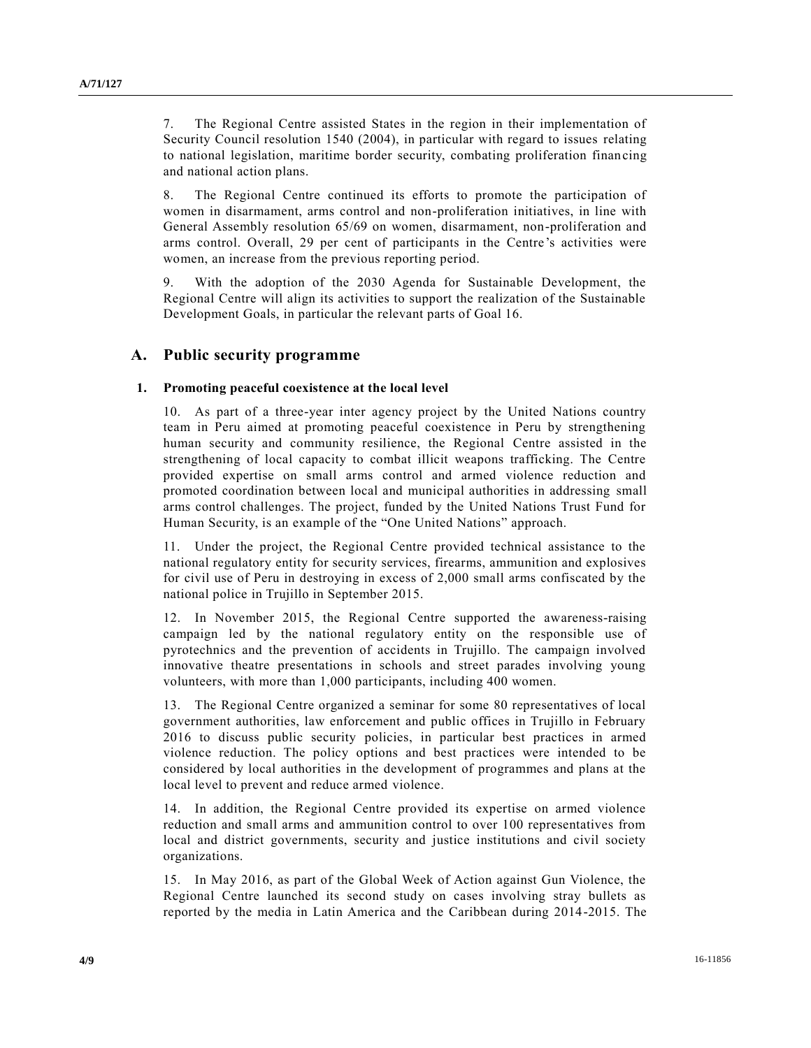7. The Regional Centre assisted States in the region in their implementation of Security Council resolution 1540 (2004), in particular with regard to issues relating to national legislation, maritime border security, combating proliferation financing and national action plans.

8. The Regional Centre continued its efforts to promote the participation of women in disarmament, arms control and non-proliferation initiatives, in line with General Assembly resolution 65/69 on women, disarmament, non-proliferation and arms control. Overall, 29 per cent of participants in the Centre's activities were women, an increase from the previous reporting period.

9. With the adoption of the 2030 Agenda for Sustainable Development, the Regional Centre will align its activities to support the realization of the Sustainable Development Goals, in particular the relevant parts of Goal 16.

## A. Public security programme

### 1. Promoting peaceful coexistence at the local level

10. As part of a three-year inter agency project by the United Nations country team in Peru aimed at promoting peaceful coexistence in Peru by strengthening human security and community resilience, the Regional Centre assisted in the strengthening of local capacity to combat illicit weapons trafficking. The Centre provided expertise on small arms control and armed violence reduction and promoted coordination between local and municipal authorities in addressing small arms control challenges. The project, funded by the United Nations Trust Fund for Human Security, is an example of the "One United Nations" approach.

11. Under the project, the Regional Centre provided technical assistance to the national regulatory entity for security services, firearms, ammunition and explosives for civil use of Peru in destroying in excess of 2,000 small arms confiscated by the national police in Trujillo in September 2015.

12. In November 2015, the Regional Centre supported the awareness-raising campaign led by the national regulatory entity on the responsible use of pyrotechnics and the prevention of accidents in Trujillo. The campaign involved innovative theatre presentations in schools and street parades involving young volunteers, with more than 1,000 participants, including 400 women.

13. The Regional Centre organized a seminar for some 80 representatives of local government authorities, law enforcement and public offices in Trujillo in February 2016 to discuss public security policies, in particular best practices in armed violence reduction. The policy options and best practices were intended to be considered by local authorities in the development of programmes and plans at the local level to prevent and reduce armed violence.

14. In addition, the Regional Centre provided its expertise on armed violence reduction and small arms and ammunition control to over 100 representatives from local and district governments, security and justice institutions and civil society organizations.

15. In May 2016, as part of the Global Week of Action against Gun Violence, the Regional Centre launched its second study on cases involving stray bullets as reported by the media in Latin America and the Caribbean during 2014-2015. The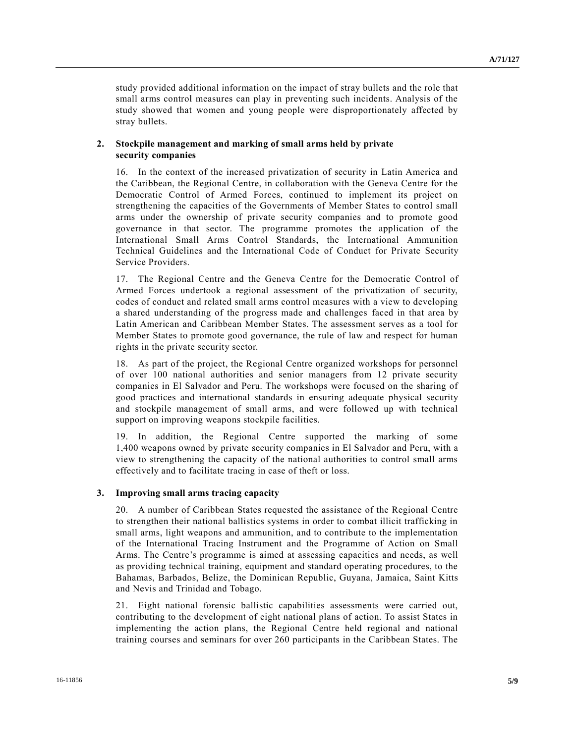study provided additional information on the impact of stray bullets and the role that small arms control measures can play in preventing such incidents. Analysis of the study showed that women and young people were disproportionately affected by stray bullets.

### 2. Stockpile management and marking of small arms held by private security companies

16. In the context of the increased privatization of security in Latin America and the Caribbean, the Regional Centre, in collaboration with the Geneva Centre for the Democratic Control of Armed Forces, continued to implement its project on strengthening the capacities of the Governments of Member States to control small arms under the ownership of private security companies and to promote good governance in that sector. The programme promotes the application of the International Small Arms Control Standards, the International Ammunition Technical Guidelines and the International Code of Conduct for Private Security Service Providers.

17. The Regional Centre and the Geneva Centre for the Democratic Control of Armed Forces undertook a regional assessment of the privatization of security, codes of conduct and related small arms control measures with a view to developing a shared understanding of the progress made and challenges faced in that area by Latin American and Caribbean Member States. The assessment serves as a tool for Member States to promote good governance, the rule of law and respect for human rights in the private security sector.

18. As part of the project, the Regional Centre organized workshops for personnel of over 100 national authorities and senior managers from 12 private security companies in El Salvador and Peru. The workshops were focused on the sharing of good practices and international standards in ensuring adequate physical security and stockpile management of small arms, and were followed up with technical support on improving weapons stockpile facilities.

19. In addition, the Regional Centre supported the marking of some 1,400 weapons owned by private security companies in El Salvador and Peru, with a view to strengthening the capacity of the national authorities to control small arms effectively and to facilitate tracing in case of theft or loss.

### 3. Improving small arms tracing capacity

20. A number of Caribbean States requested the assistance of the Regional Centre to strengthen their national ballistics systems in order to combat illicit trafficking in small arms, light weapons and ammunition, and to contribute to the implementation of the International Tracing Instrument and the Programme of Action on Small Arms. The Centre's programme is aimed at assessing capacities and needs, as well as providing technical training, equipment and standard operating procedures, to the Bahamas, Barbados, Belize, the Dominican Republic, Guyana, Jamaica, Saint Kitts and Nevis and Trinidad and Tobago.

21. Eight national forensic ballistic capabilities assessments were carried out, contributing to the development of eight national plans of action. To assist States in implementing the action plans, the Regional Centre held regional and national training courses and seminars for over 260 participants in the Caribbean States. The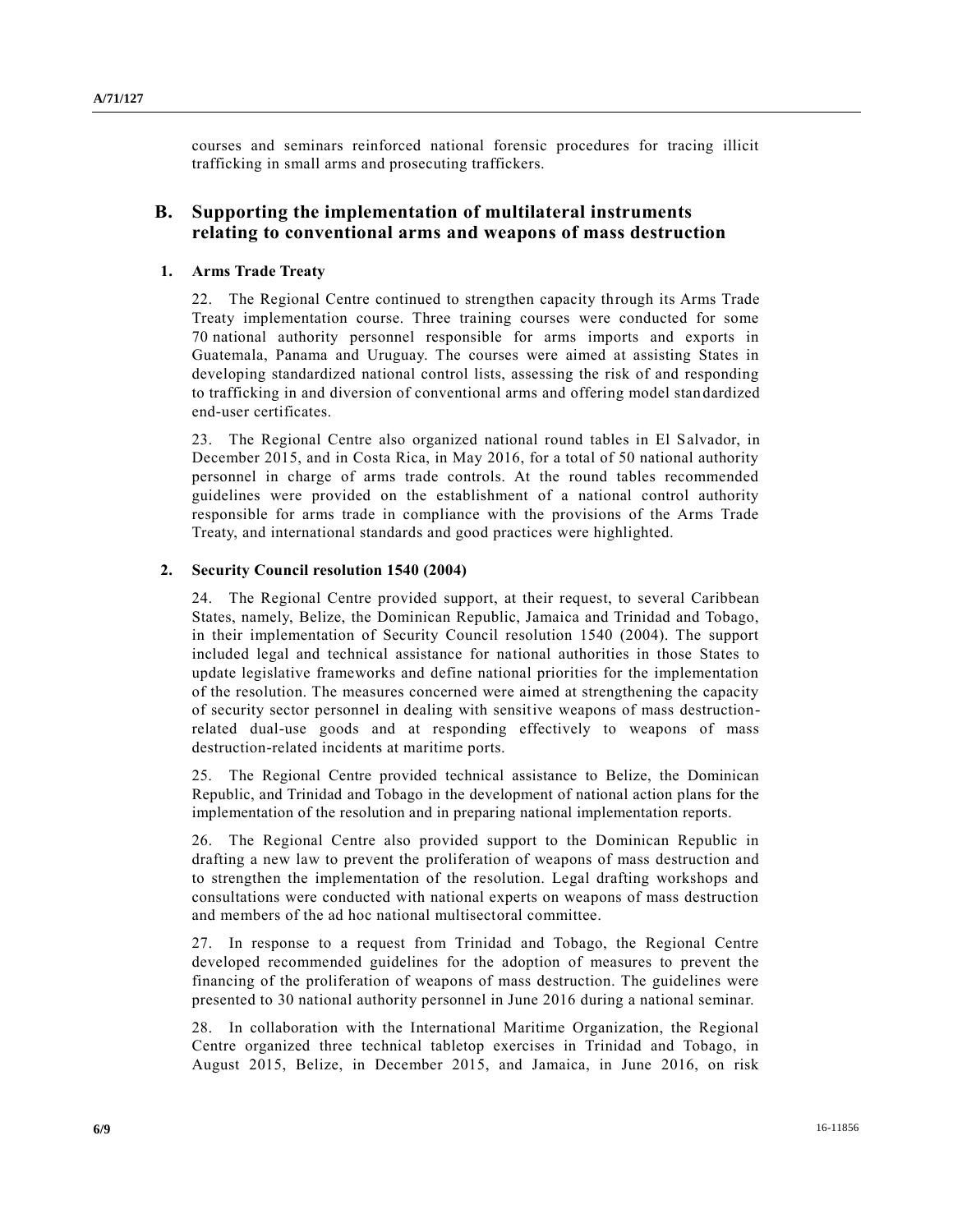courses and seminars reinforced national forensic procedures for tracing illicit trafficking in small arms and prosecuting traffickers.

## B. Supporting the implementation of multilateral instruments relating to conventional arms and weapons of mass destruction

### 1. Arms Trade Treaty

22. The Regional Centre continued to strengthen capacity through its Arms Trade Treaty implementation course. Three training courses were conducted for some 70 national authority personnel responsible for arms imports and exports in Guatemala, Panama and Uruguay. The courses were aimed at assisting States in developing standardized national control lists, assessing the risk of and responding to trafficking in and diversion of conventional arms and offering model standardized end-user certificates.

23. The Regional Centre also organized national round tables in El Salvador, in December 2015, and in Costa Rica, in May 2016, for a total of 50 national authority personnel in charge of arms trade controls. At the round tables recommended guidelines were provided on the establishment of a national control authority responsible for arms trade in compliance with the provisions of the Arms Trade Treaty, and international standards and good practices were highlighted.

### 2. Security Council resolution 1540 (2004)

24. The Regional Centre provided support, at their request, to several Caribbean States, namely, Belize, the Dominican Republic, Jamaica and Trinidad and Tobago, in their implementation of Security Council resolution 1540 (2004). The support included legal and technical assistance for national authorities in those States to update legislative frameworks and define national priorities for the implementation of the resolution. The measures concerned were aimed at strengthening the capacity of security sector personnel in dealing with sensitive weapons of mass destruction-related dual-use goods and at responding effectively to weapons of mass destruction-related incidents at maritime ports.

25. The Regional Centre provided technical assistance to Belize, the Dominican Republic, and Trinidad and Tobago in the development of national action plans for the implementation of the resolution and in preparing national implementation reports.

26. The Regional Centre also provided support to the Dominican Republic in drafting a new law to prevent the proliferation of weapons of mass destruction and to strengthen the implementation of the resolution. Legal drafting workshops and consultations were conducted with national experts on weapons of mass destruction and members of the ad hoc national multisectoral committee.

27. In response to a request from Trinidad and Tobago, the Regional Centre developed recommended guidelines for the adoption of measures to prevent the financing of the proliferation of weapons of mass destruction. The guidelines were presented to 30 national authority personnel in June 2016 during a national seminar.

28. In collaboration with the International Maritime Organization, the Regional Centre organized three technical tabletop exercises in Trinidad and Tobago, in August 2015, Belize, in December 2015, and Jamaica, in June 2016, on risk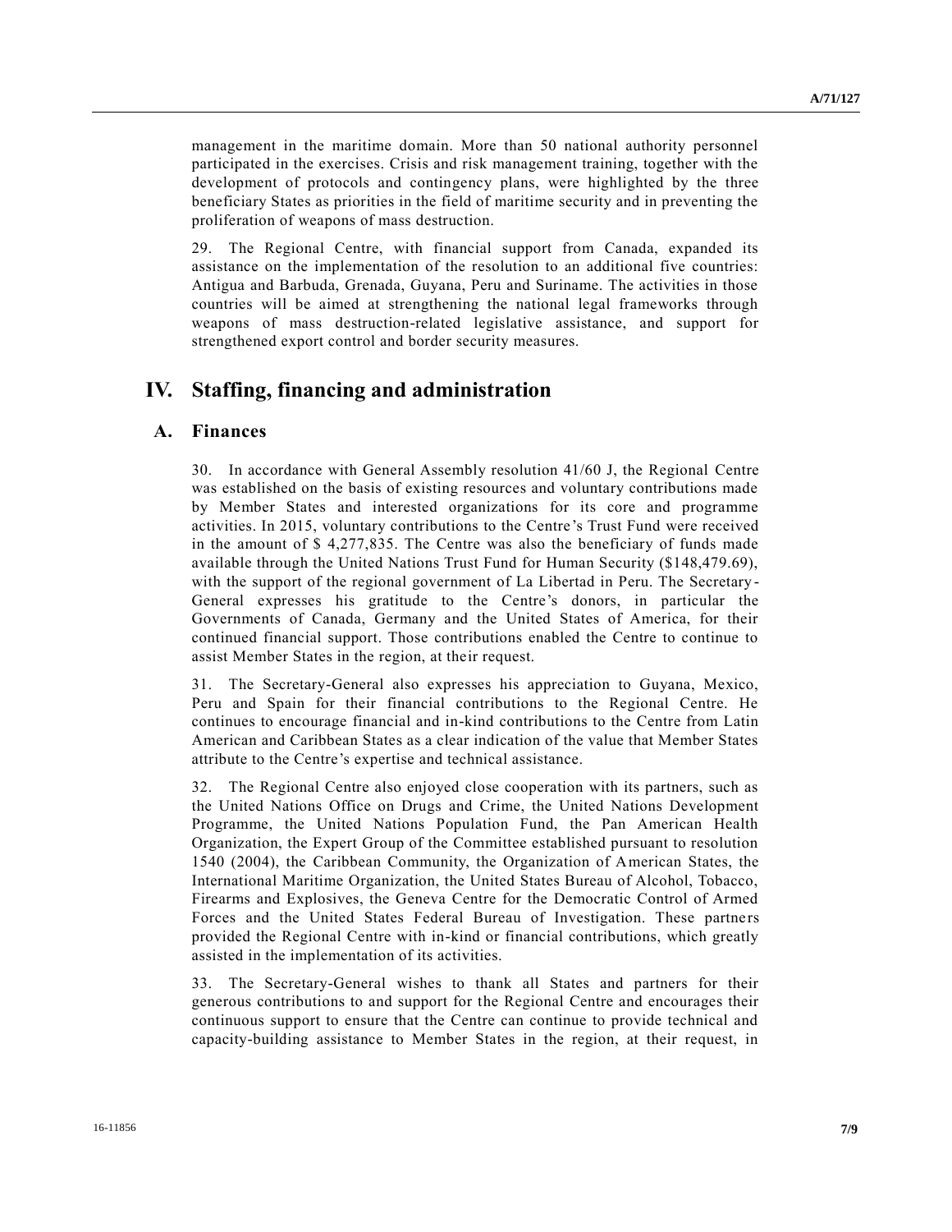management in the maritime domain. More than 50 national authority personnel participated in the exercises. Crisis and risk management training, together with the development of protocols and contingency plans, were highlighted by the three beneficiary States as priorities in the field of maritime security and in preventing the proliferation of weapons of mass destruction.

29. The Regional Centre, with financial support from Canada, expanded its assistance on the implementation of the resolution to an additional five countries: Antigua and Barbuda, Grenada, Guyana, Peru and Suriname. The activities in those countries will be aimed at strengthening the national legal frameworks through weapons of mass destruction-related legislative assistance, and support for strengthened export control and border security measures.

# IV. Staffing, financing and administration

## A. Finances

30. In accordance with General Assembly resolution 41/60 J, the Regional Centre was established on the basis of existing resources and voluntary contributions made by Member States and interested organizations for its core and programme activities. In 2015, voluntary contributions to the Centre's Trust Fund were received in the amount of $ 4,277,835. The Centre was also the beneficiary of funds made available through the United Nations Trust Fund for Human Security ($148,479.69), with the support of the regional government of La Libertad in Peru. The Secretary-General expresses his gratitude to the Centre's donors, in particular the Governments of Canada, Germany and the United States of America, for their continued financial support. Those contributions enabled the Centre to continue to assist Member States in the region, at their request.

31. The Secretary-General also expresses his appreciation to Guyana, Mexico, Peru and Spain for their financial contributions to the Regional Centre. He continues to encourage financial and in-kind contributions to the Centre from Latin American and Caribbean States as a clear indication of the value that Member States attribute to the Centre's expertise and technical assistance.

32. The Regional Centre also enjoyed close cooperation with its partners, such as the United Nations Office on Drugs and Crime, the United Nations Development Programme, the United Nations Population Fund, the Pan American Health Organization, the Expert Group of the Committee established pursuant to resolution 1540 (2004), the Caribbean Community, the Organization of American States, the International Maritime Organization, the United States Bureau of Alcohol, Tobacco, Firearms and Explosives, the Geneva Centre for the Democratic Control of Armed Forces and the United States Federal Bureau of Investigation. These partners provided the Regional Centre with in-kind or financial contributions, which greatly assisted in the implementation of its activities.

33. The Secretary-General wishes to thank all States and partners for their generous contributions to and support for the Regional Centre and encourages their continuous support to ensure that the Centre can continue to provide technical and capacity-building assistance to Member States in the region, at their request, in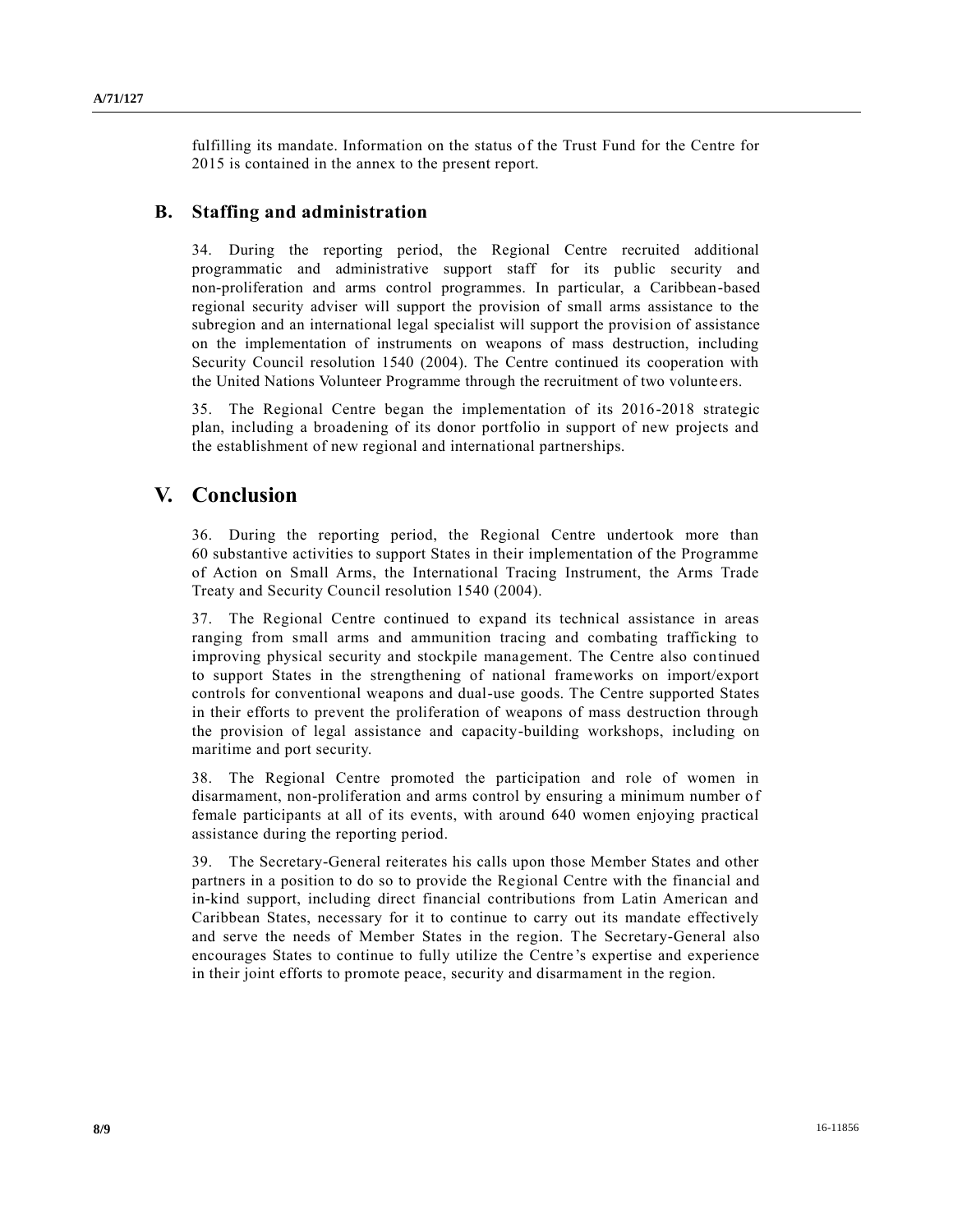fulfilling its mandate. Information on the status of the Trust Fund for the Centre for 2015 is contained in the annex to the present report.

## B. Staffing and administration

34. During the reporting period, the Regional Centre recruited additional programmatic and administrative support staff for its public security and non-proliferation and arms control programmes. In particular, a Caribbean-based regional security adviser will support the provision of small arms assistance to the subregion and an international legal specialist will support the provision of assistance on the implementation of instruments on weapons of mass destruction, including Security Council resolution 1540 (2004). The Centre continued its cooperation with the United Nations Volunteer Programme through the recruitment of two volunteers.

35. The Regional Centre began the implementation of its 2016-2018 strategic plan, including a broadening of its donor portfolio in support of new projects and the establishment of new regional and international partnerships.

# V. Conclusion

36. During the reporting period, the Regional Centre undertook more than 60 substantive activities to support States in their implementation of the Programme of Action on Small Arms, the International Tracing Instrument, the Arms Trade Treaty and Security Council resolution 1540 (2004).

37. The Regional Centre continued to expand its technical assistance in areas ranging from small arms and ammunition tracing and combating trafficking to improving physical security and stockpile management. The Centre also continued to support States in the strengthening of national frameworks on import/export controls for conventional weapons and dual-use goods. The Centre supported States in their efforts to prevent the proliferation of weapons of mass destruction through the provision of legal assistance and capacity-building workshops, including on maritime and port security.

38. The Regional Centre promoted the participation and role of women in disarmament, non-proliferation and arms control by ensuring a minimum number of female participants at all of its events, with around 640 women enjoying practical assistance during the reporting period.

39. The Secretary-General reiterates his calls upon those Member States and other partners in a position to do so to provide the Regional Centre with the financial and in-kind support, including direct financial contributions from Latin American and Caribbean States, necessary for it to continue to carry out its mandate effectively and serve the needs of Member States in the region. The Secretary-General also encourages States to continue to fully utilize the Centre's expertise and experience in their joint efforts to promote peace, security and disarmament in the region.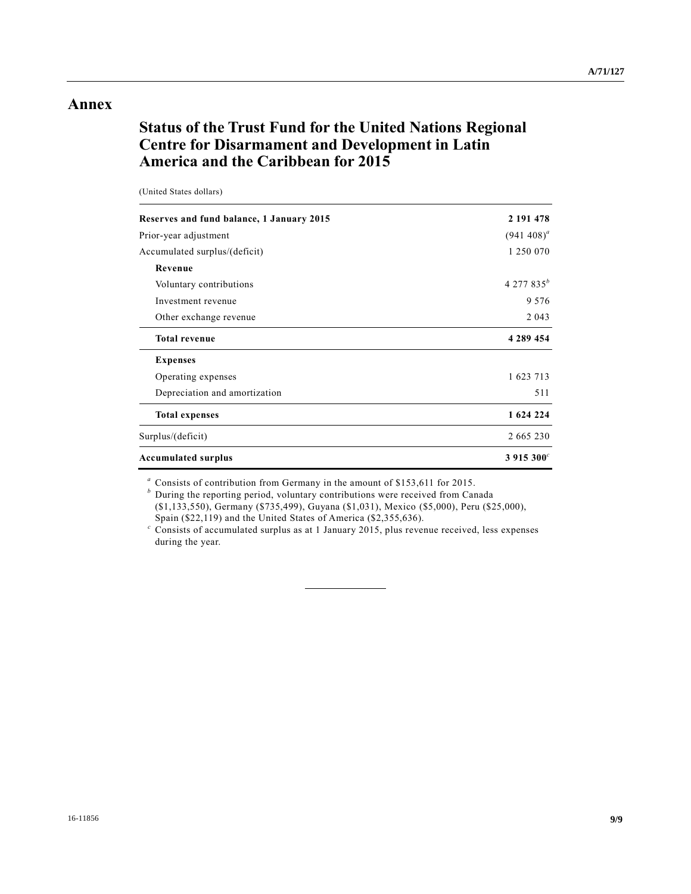# Annex

## Status of the Trust Fund for the United Nations Regional Centre for Disarmament and Development in Latin America and the Caribbean for 2015

(United States dollars)

| | |
|---|---|
| **Reserves and fund balance, 1 January 2015** | **2 191 478** |
| Prior-year adjustment | (941 408)[a] |
| Accumulated surplus/(deficit) | 1 250 070 |
| **Revenue** | |
| Voluntary contributions | 4 277 835[b] |
| Investment revenue | 9 576 |
| Other exchange revenue | 2 043 |
| **Total revenue** | **4 289 454** |
| **Expenses** | |
| Operating expenses | 1 623 713 |
| Depreciation and amortization | 511 |
| **Total expenses** | **1 624 224** |
| Surplus/(deficit) | 2 665 230 |
| **Accumulated surplus** | **3 915 300**[c] |

[a] Consists of contribution from Germany in the amount of $153,611 for 2015.

[b] During the reporting period, voluntary contributions were received from Canada ($1,133,550), Germany ($735,499), Guyana ($1,031), Mexico ($5,000), Peru ($25,000), Spain ($22,119) and the United States of America ($2,355,636).

[c] Consists of accumulated surplus as at 1 January 2015, plus revenue received, less expenses during the year.